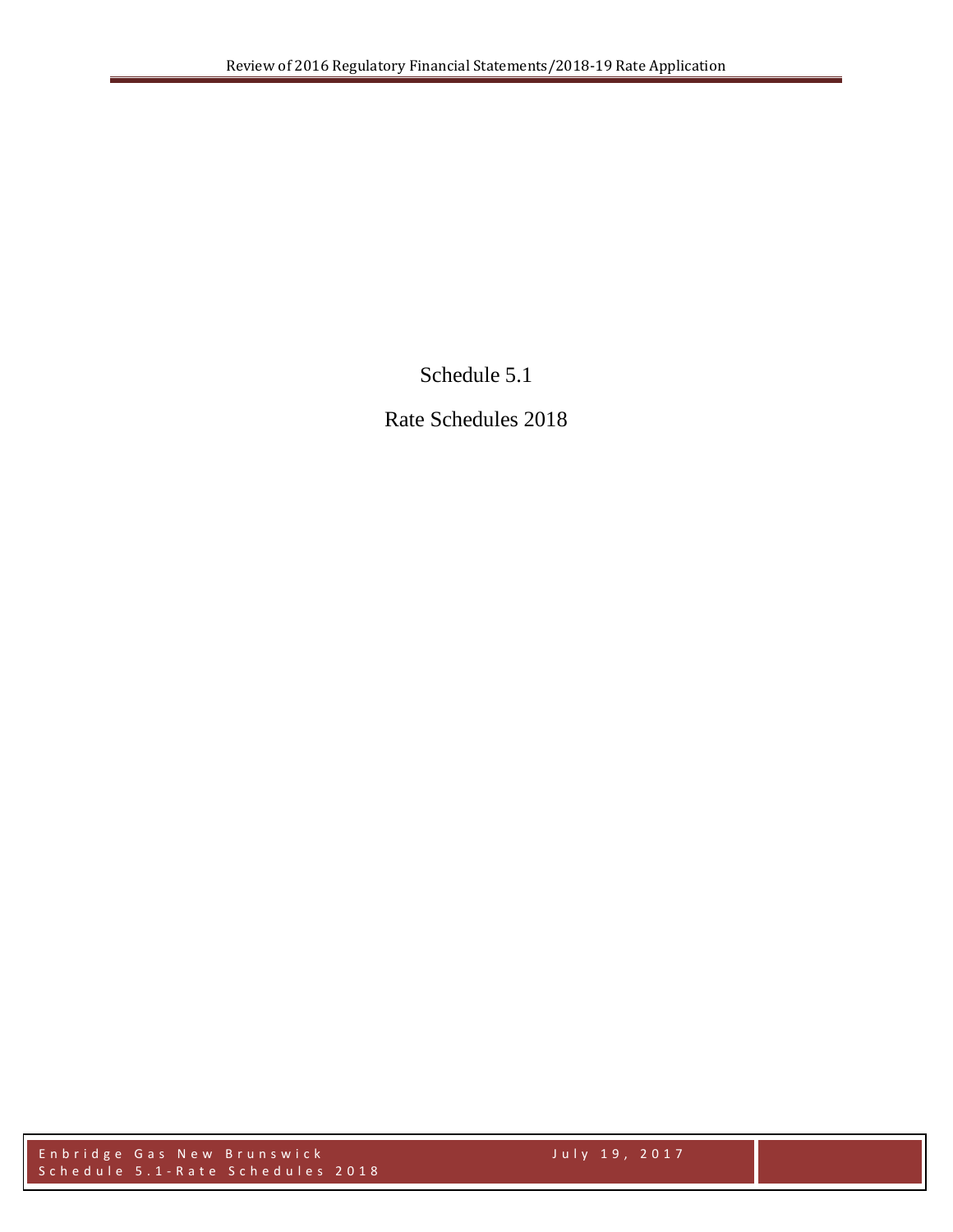# Schedule 5.1

## Rate Schedules 2018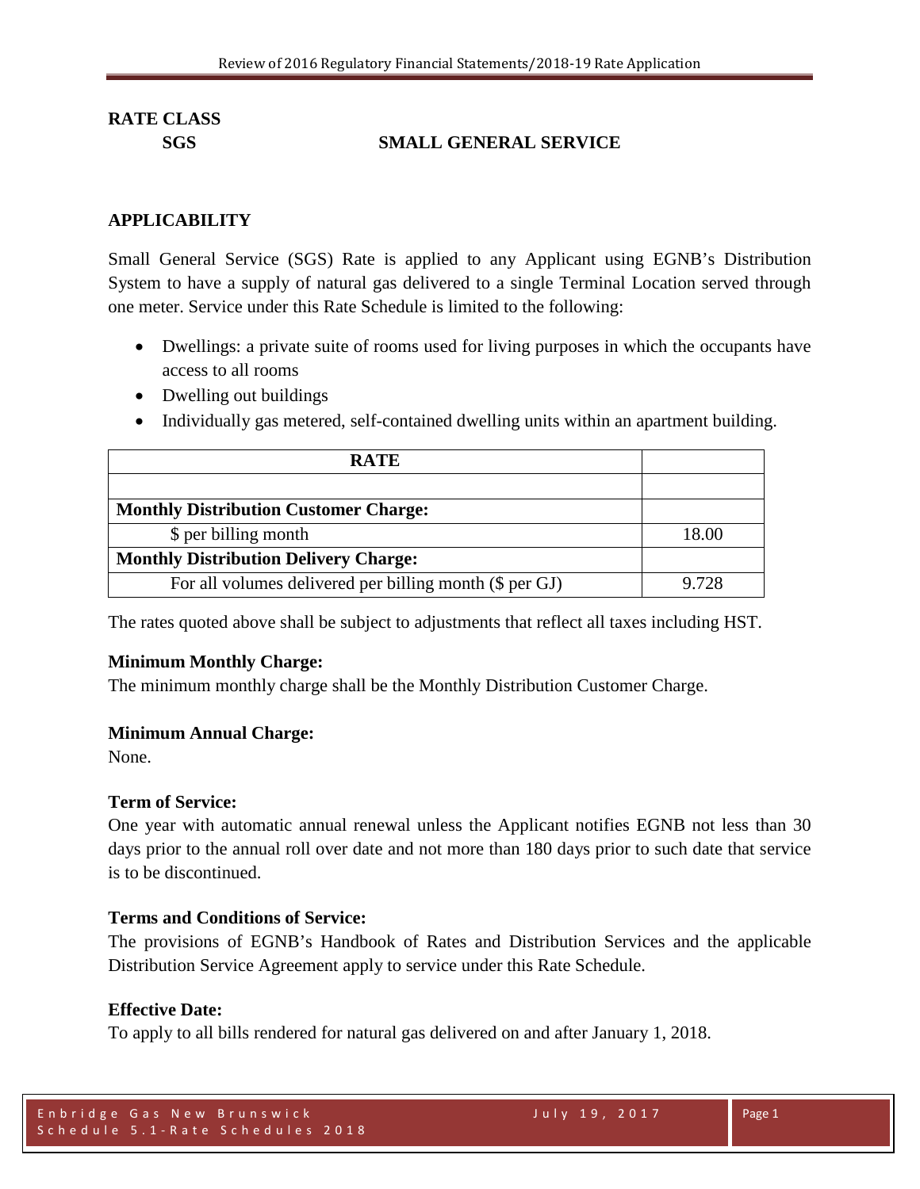## RATE CLASS

**SGS** **SMALL GENERAL SERVICE**

## APPLICABILITY

Small General Service (SGS) Rate is applied to any Applicant using EGNB's Distribution System to have a supply of natural gas delivered to a single Terminal Location served through one meter. Service under this Rate Schedule is limited to the following:

- Dwellings: a private suite of rooms used for living purposes in which the occupants have access to all rooms
- Dwelling out buildings
- Individually gas metered, self-contained dwelling units within an apartment building.

| RATE | |
|---|---|
| | |
| **Monthly Distribution Customer Charge:** | |
| $ per billing month | 18.00 |
| **Monthly Distribution Delivery Charge:** | |
| For all volumes delivered per billing month ($ per GJ) | 9.728 |

The rates quoted above shall be subject to adjustments that reflect all taxes including HST.

**Minimum Monthly Charge:**
The minimum monthly charge shall be the Monthly Distribution Customer Charge.

**Minimum Annual Charge:**
None.

**Term of Service:**
One year with automatic annual renewal unless the Applicant notifies EGNB not less than 30 days prior to the annual roll over date and not more than 180 days prior to such date that service is to be discontinued.

**Terms and Conditions of Service:**
The provisions of EGNB's Handbook of Rates and Distribution Services and the applicable Distribution Service Agreement apply to service under this Rate Schedule.

**Effective Date:**
To apply to all bills rendered for natural gas delivered on and after January 1, 2018.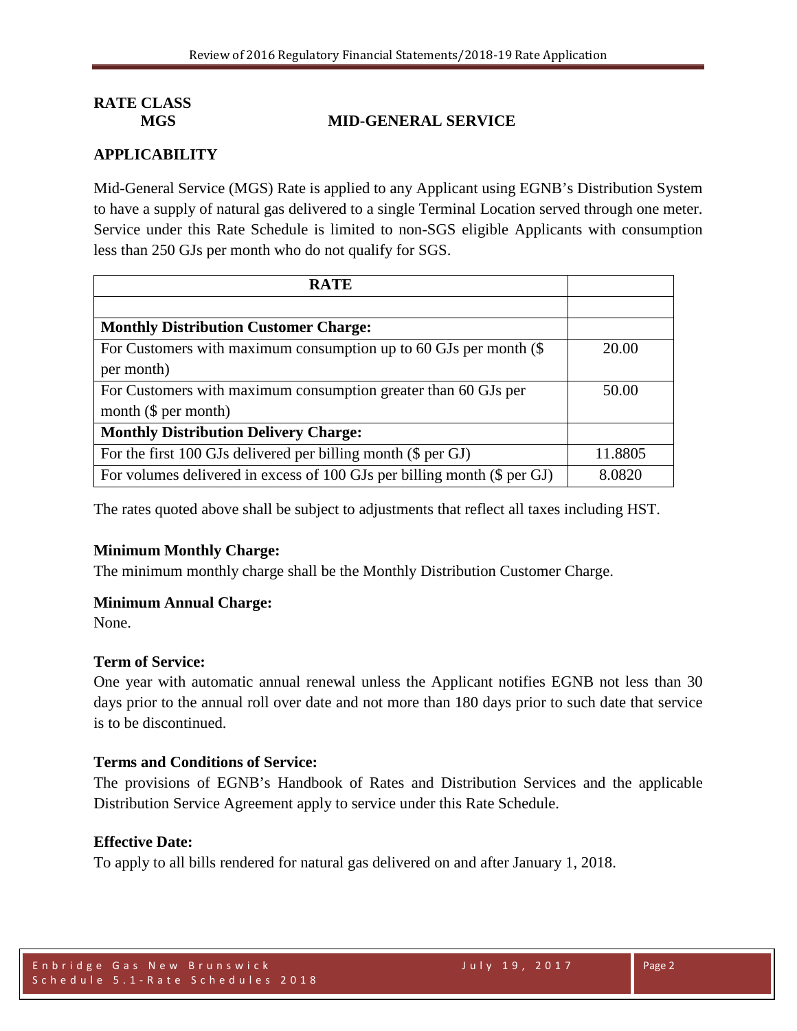**RATE CLASS**
**MGS MID-GENERAL SERVICE**

## APPLICABILITY

Mid-General Service (MGS) Rate is applied to any Applicant using EGNB's Distribution System to have a supply of natural gas delivered to a single Terminal Location served through one meter. Service under this Rate Schedule is limited to non-SGS eligible Applicants with consumption less than 250 GJs per month who do not qualify for SGS.

| RATE | |
|---|---|
| | |
| **Monthly Distribution Customer Charge:** | |
| For Customers with maximum consumption up to 60 GJs per month ($ per month) | 20.00 |
| For Customers with maximum consumption greater than 60 GJs per month ($ per month) | 50.00 |
| **Monthly Distribution Delivery Charge:** | |
| For the first 100 GJs delivered per billing month ($ per GJ) | 11.8805 |
| For volumes delivered in excess of 100 GJs per billing month ($ per GJ) | 8.0820 |

The rates quoted above shall be subject to adjustments that reflect all taxes including HST.

**Minimum Monthly Charge:**
The minimum monthly charge shall be the Monthly Distribution Customer Charge.

**Minimum Annual Charge:**
None.

**Term of Service:**
One year with automatic annual renewal unless the Applicant notifies EGNB not less than 30 days prior to the annual roll over date and not more than 180 days prior to such date that service is to be discontinued.

**Terms and Conditions of Service:**
The provisions of EGNB's Handbook of Rates and Distribution Services and the applicable Distribution Service Agreement apply to service under this Rate Schedule.

**Effective Date:**
To apply to all bills rendered for natural gas delivered on and after January 1, 2018.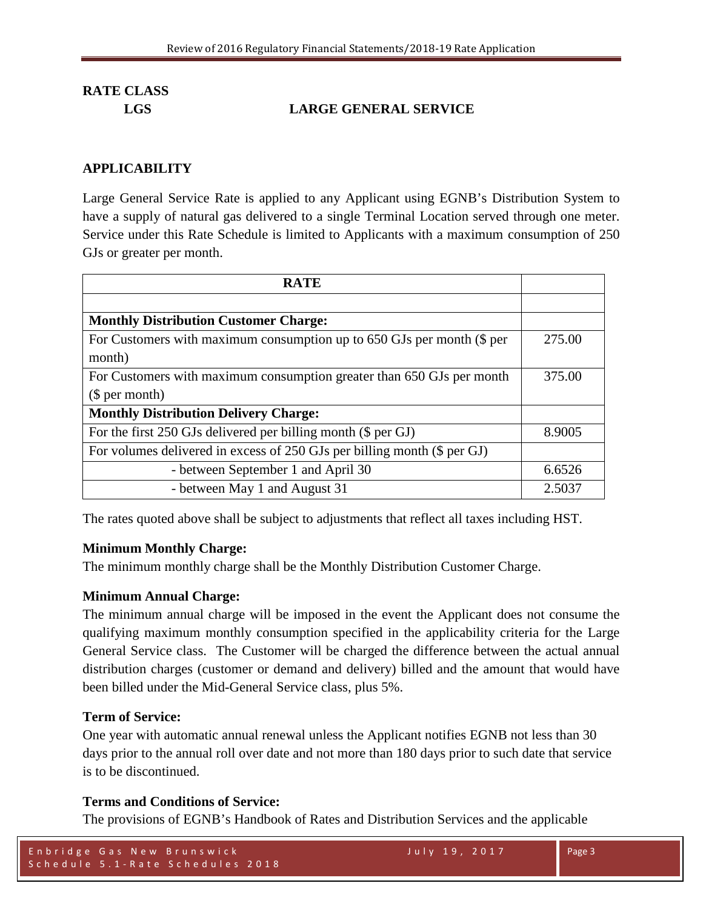**RATE CLASS**

**LGS LARGE GENERAL SERVICE**

**APPLICABILITY**

Large General Service Rate is applied to any Applicant using EGNB's Distribution System to have a supply of natural gas delivered to a single Terminal Location served through one meter. Service under this Rate Schedule is limited to Applicants with a maximum consumption of 250 GJs or greater per month.

| **RATE** | |
|---|---|
| | |
| **Monthly Distribution Customer Charge:** | |
| For Customers with maximum consumption up to 650 GJs per month ($ per month) | 275.00 |
| For Customers with maximum consumption greater than 650 GJs per month ($ per month) | 375.00 |
| **Monthly Distribution Delivery Charge:** | |
| For the first 250 GJs delivered per billing month ($ per GJ) | 8.9005 |
| For volumes delivered in excess of 250 GJs per billing month ($ per GJ) | |
| - between September 1 and April 30 | 6.6526 |
| - between May 1 and August 31 | 2.5037 |

The rates quoted above shall be subject to adjustments that reflect all taxes including HST.

**Minimum Monthly Charge:**

The minimum monthly charge shall be the Monthly Distribution Customer Charge.

**Minimum Annual Charge:**

The minimum annual charge will be imposed in the event the Applicant does not consume the qualifying maximum monthly consumption specified in the applicability criteria for the Large General Service class. The Customer will be charged the difference between the actual annual distribution charges (customer or demand and delivery) billed and the amount that would have been billed under the Mid-General Service class, plus 5%.

**Term of Service:**

One year with automatic annual renewal unless the Applicant notifies EGNB not less than 30 days prior to the annual roll over date and not more than 180 days prior to such date that service is to be discontinued.

**Terms and Conditions of Service:**

The provisions of EGNB's Handbook of Rates and Distribution Services and the applicable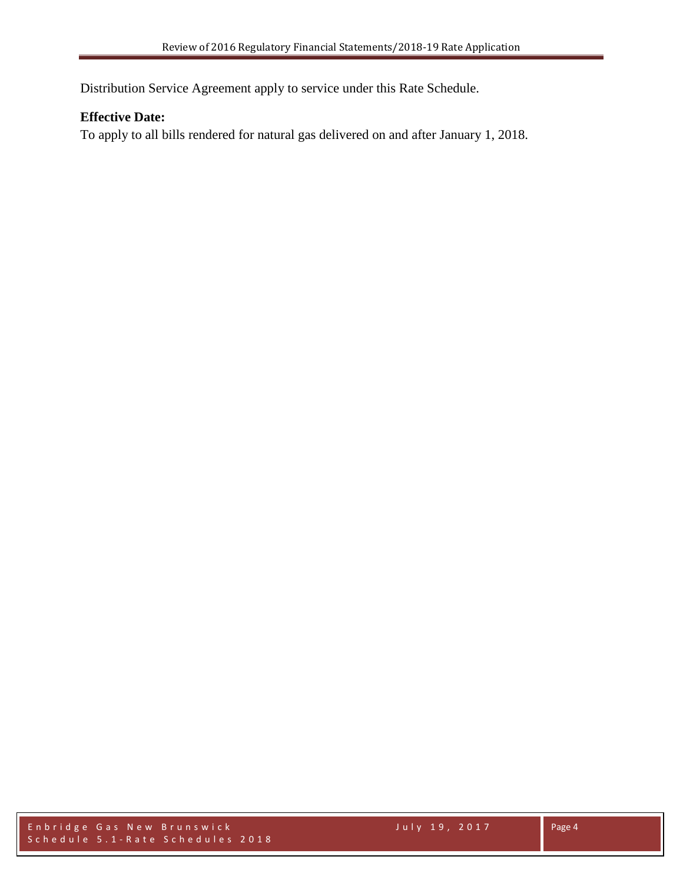Distribution Service Agreement apply to service under this Rate Schedule.

**Effective Date:**
To apply to all bills rendered for natural gas delivered on and after January 1, 2018.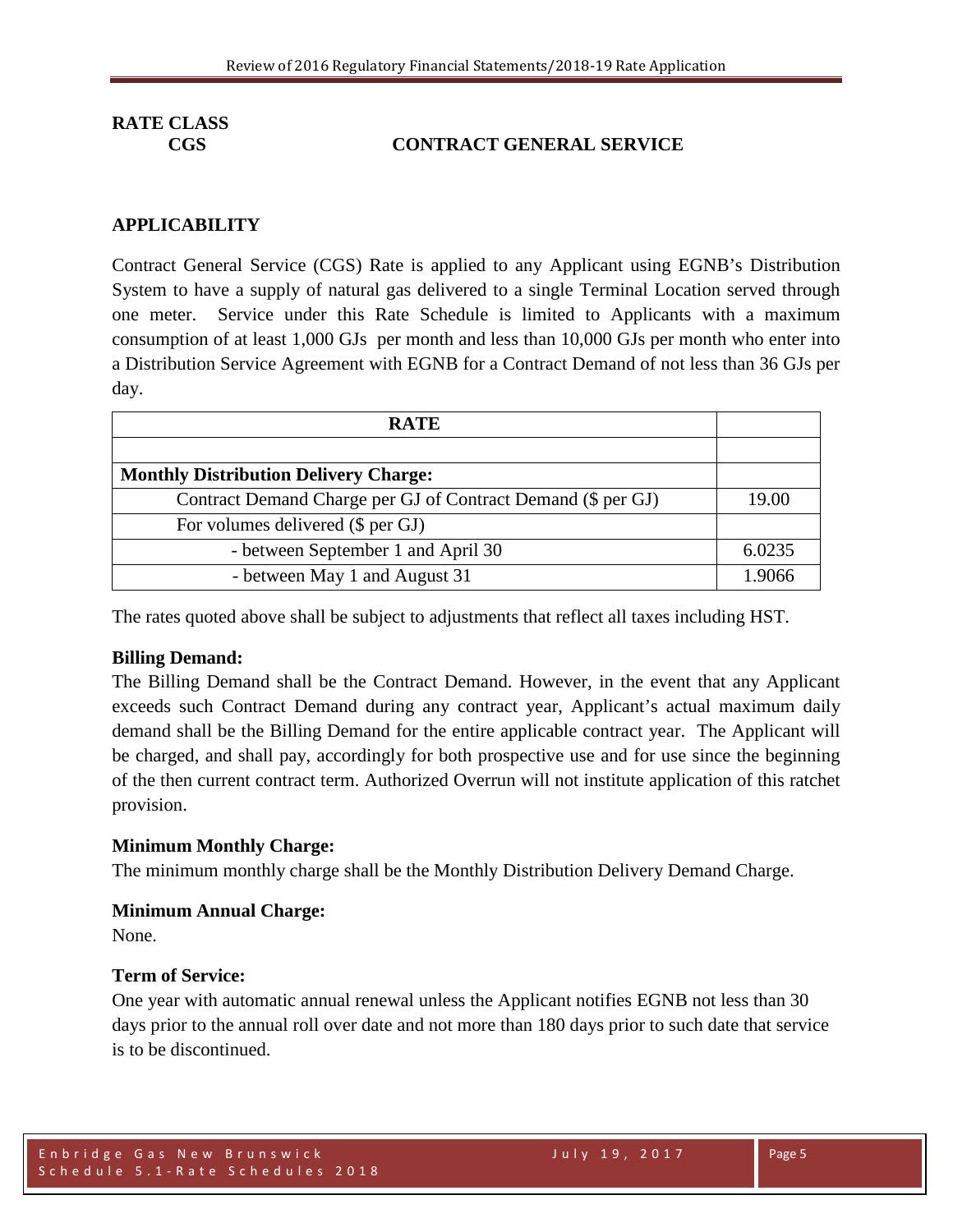**RATE CLASS**

**CGS CONTRACT GENERAL SERVICE**

## APPLICABILITY

Contract General Service (CGS) Rate is applied to any Applicant using EGNB's Distribution System to have a supply of natural gas delivered to a single Terminal Location served through one meter. Service under this Rate Schedule is limited to Applicants with a maximum consumption of at least 1,000 GJs per month and less than 10,000 GJs per month who enter into a Distribution Service Agreement with EGNB for a Contract Demand of not less than 36 GJs per day.

| RATE | |
|---|---|
| | |
| **Monthly Distribution Delivery Charge:** | |
| Contract Demand Charge per GJ of Contract Demand ($ per GJ) | 19.00 |
| For volumes delivered ($ per GJ) | |
| - between September 1 and April 30 | 6.0235 |
| - between May 1 and August 31 | 1.9066 |

The rates quoted above shall be subject to adjustments that reflect all taxes including HST.

**Billing Demand:**

The Billing Demand shall be the Contract Demand. However, in the event that any Applicant exceeds such Contract Demand during any contract year, Applicant's actual maximum daily demand shall be the Billing Demand for the entire applicable contract year. The Applicant will be charged, and shall pay, accordingly for both prospective use and for use since the beginning of the then current contract term. Authorized Overrun will not institute application of this ratchet provision.

**Minimum Monthly Charge:**

The minimum monthly charge shall be the Monthly Distribution Delivery Demand Charge.

**Minimum Annual Charge:**

None.

**Term of Service:**

One year with automatic annual renewal unless the Applicant notifies EGNB not less than 30 days prior to the annual roll over date and not more than 180 days prior to such date that service is to be discontinued.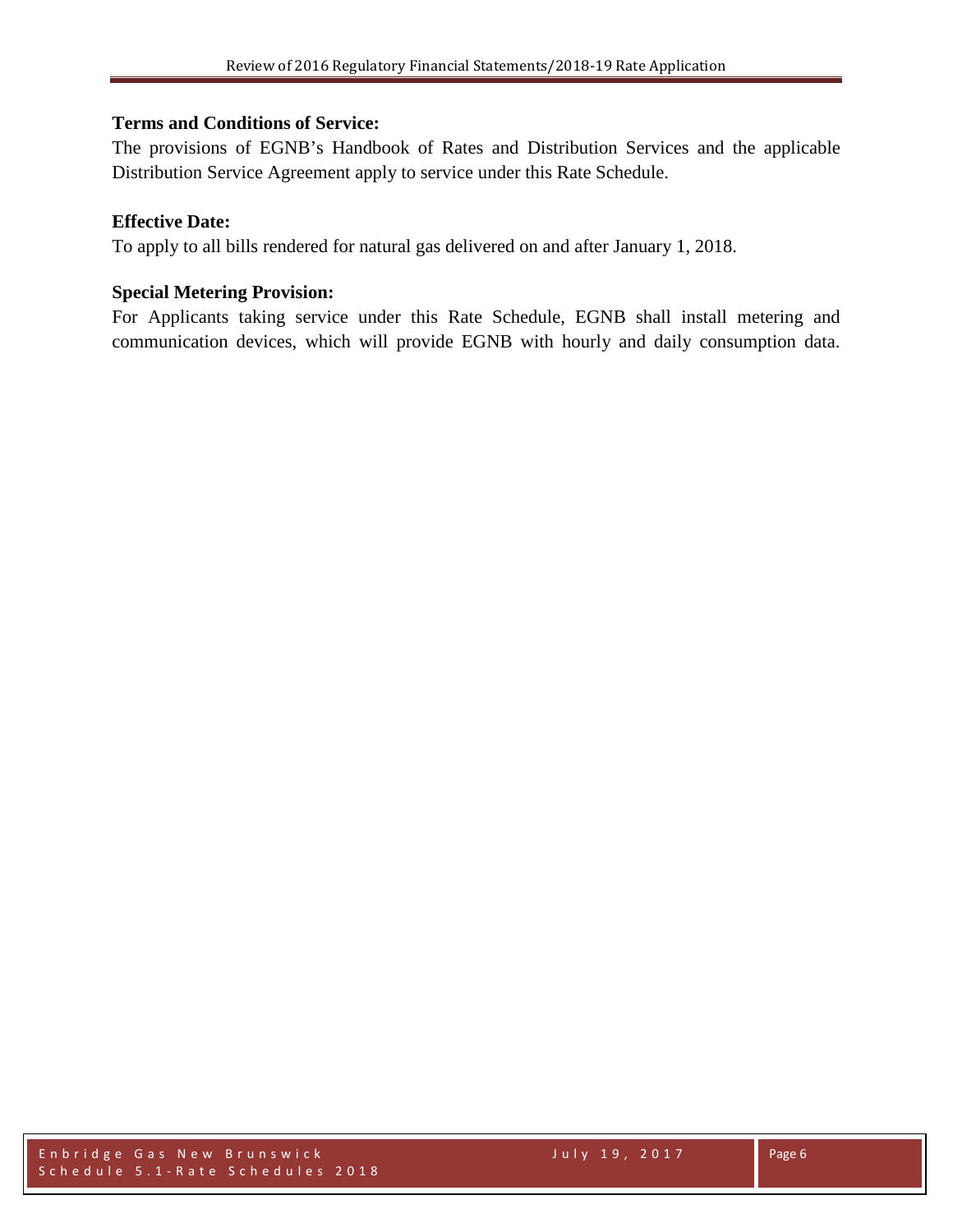**Terms and Conditions of Service:**

The provisions of EGNB's Handbook of Rates and Distribution Services and the applicable Distribution Service Agreement apply to service under this Rate Schedule.

**Effective Date:**

To apply to all bills rendered for natural gas delivered on and after January 1, 2018.

**Special Metering Provision:**

For Applicants taking service under this Rate Schedule, EGNB shall install metering and communication devices, which will provide EGNB with hourly and daily consumption data.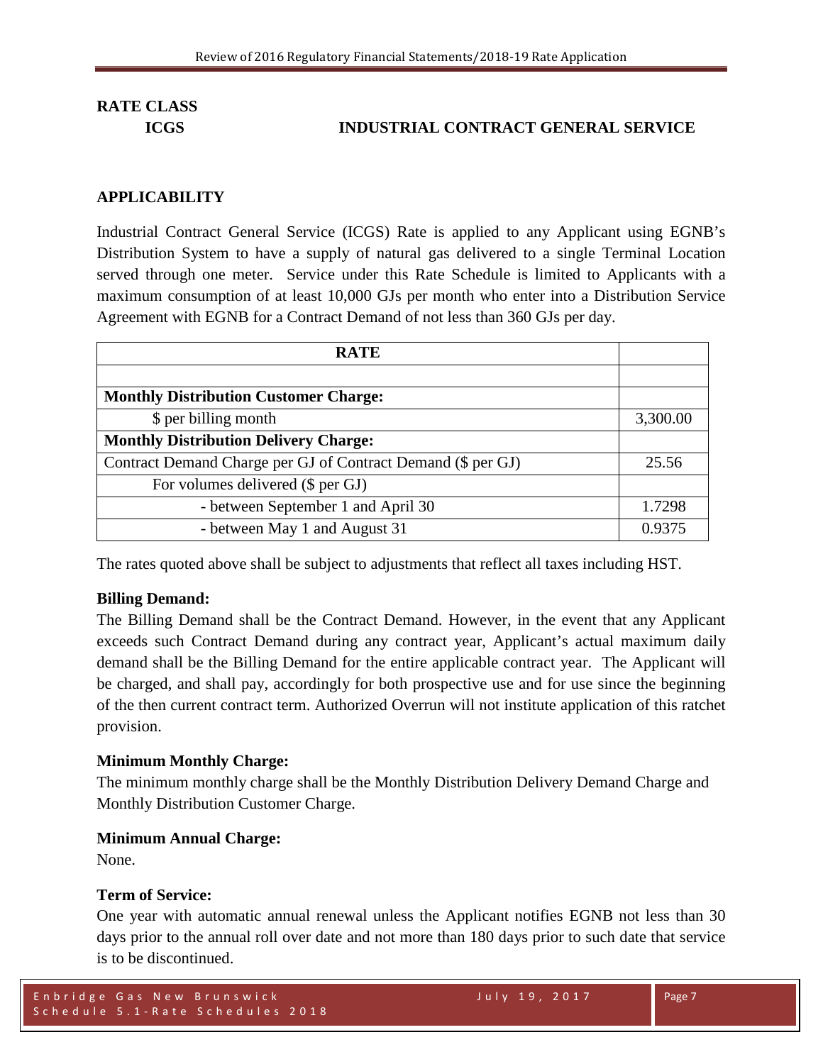**RATE CLASS**

**ICGS INDUSTRIAL CONTRACT GENERAL SERVICE**

## APPLICABILITY

Industrial Contract General Service (ICGS) Rate is applied to any Applicant using EGNB's Distribution System to have a supply of natural gas delivered to a single Terminal Location served through one meter. Service under this Rate Schedule is limited to Applicants with a maximum consumption of at least 10,000 GJs per month who enter into a Distribution Service Agreement with EGNB for a Contract Demand of not less than 360 GJs per day.

| RATE | |
|---|---|
| | |
| **Monthly Distribution Customer Charge:** | |
| $ per billing month | 3,300.00 |
| **Monthly Distribution Delivery Charge:** | |
| Contract Demand Charge per GJ of Contract Demand ($ per GJ) | 25.56 |
| For volumes delivered ($ per GJ) | |
| - between September 1 and April 30 | 1.7298 |
| - between May 1 and August 31 | 0.9375 |

The rates quoted above shall be subject to adjustments that reflect all taxes including HST.

**Billing Demand:**
The Billing Demand shall be the Contract Demand. However, in the event that any Applicant exceeds such Contract Demand during any contract year, Applicant's actual maximum daily demand shall be the Billing Demand for the entire applicable contract year. The Applicant will be charged, and shall pay, accordingly for both prospective use and for use since the beginning of the then current contract term. Authorized Overrun will not institute application of this ratchet provision.

**Minimum Monthly Charge:**
The minimum monthly charge shall be the Monthly Distribution Delivery Demand Charge and Monthly Distribution Customer Charge.

**Minimum Annual Charge:**
None.

**Term of Service:**
One year with automatic annual renewal unless the Applicant notifies EGNB not less than 30 days prior to the annual roll over date and not more than 180 days prior to such date that service is to be discontinued.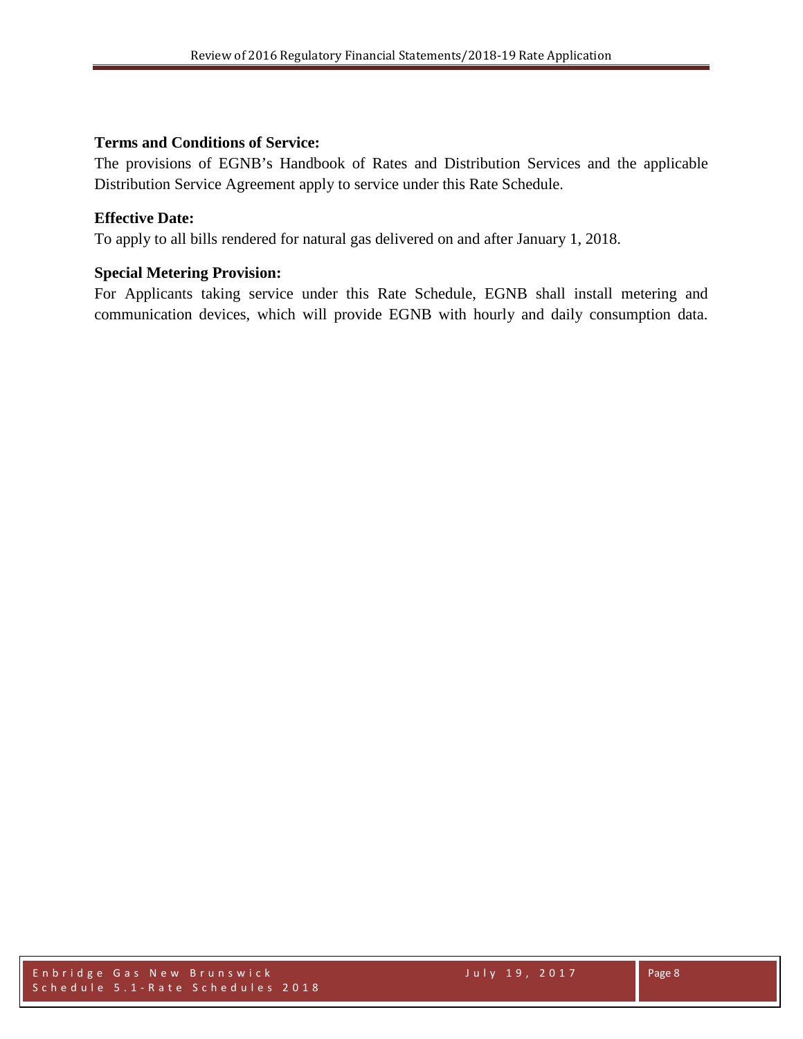**Terms and Conditions of Service:**

The provisions of EGNB's Handbook of Rates and Distribution Services and the applicable Distribution Service Agreement apply to service under this Rate Schedule.

**Effective Date:**

To apply to all bills rendered for natural gas delivered on and after January 1, 2018.

**Special Metering Provision:**

For Applicants taking service under this Rate Schedule, EGNB shall install metering and communication devices, which will provide EGNB with hourly and daily consumption data.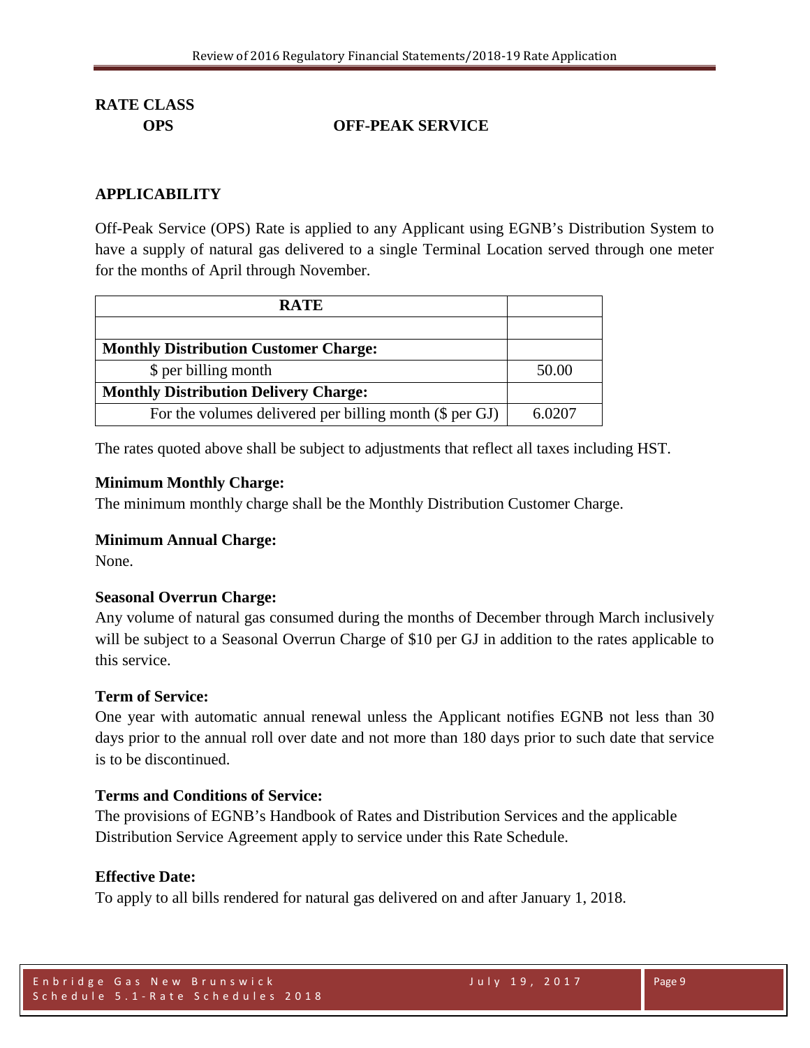**RATE CLASS**

**OPS** **OFF-PEAK SERVICE**

## APPLICABILITY

Off-Peak Service (OPS) Rate is applied to any Applicant using EGNB's Distribution System to have a supply of natural gas delivered to a single Terminal Location served through one meter for the months of April through November.

| RATE | |
|---|---|
| | |
| **Monthly Distribution Customer Charge:** | |
| $ per billing month | 50.00 |
| **Monthly Distribution Delivery Charge:** | |
| For the volumes delivered per billing month ($ per GJ) | 6.0207 |

The rates quoted above shall be subject to adjustments that reflect all taxes including HST.

**Minimum Monthly Charge:**
The minimum monthly charge shall be the Monthly Distribution Customer Charge.

**Minimum Annual Charge:**
None.

**Seasonal Overrun Charge:**
Any volume of natural gas consumed during the months of December through March inclusively will be subject to a Seasonal Overrun Charge of $10 per GJ in addition to the rates applicable to this service.

**Term of Service:**
One year with automatic annual renewal unless the Applicant notifies EGNB not less than 30 days prior to the annual roll over date and not more than 180 days prior to such date that service is to be discontinued.

**Terms and Conditions of Service:**
The provisions of EGNB's Handbook of Rates and Distribution Services and the applicable Distribution Service Agreement apply to service under this Rate Schedule.

**Effective Date:**
To apply to all bills rendered for natural gas delivered on and after January 1, 2018.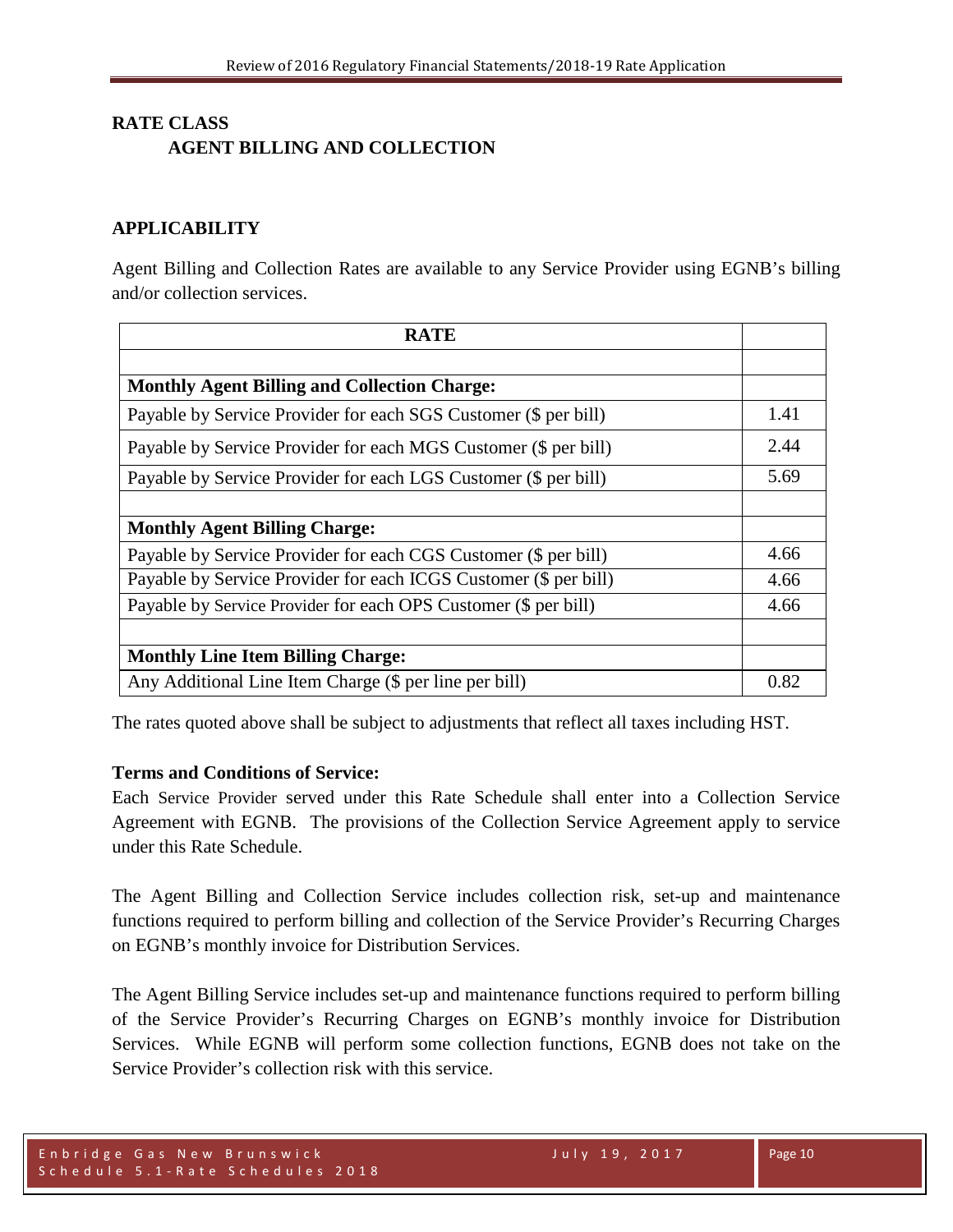## RATE CLASS

### AGENT BILLING AND COLLECTION

### APPLICABILITY

Agent Billing and Collection Rates are available to any Service Provider using EGNB's billing and/or collection services.

| RATE | |
|---|---|
| | |
| **Monthly Agent Billing and Collection Charge:** | |
| Payable by Service Provider for each SGS Customer ($ per bill) | 1.41 |
| Payable by Service Provider for each MGS Customer ($ per bill) | 2.44 |
| Payable by Service Provider for each LGS Customer ($ per bill) | 5.69 |
| | |
| **Monthly Agent Billing Charge:** | |
| Payable by Service Provider for each CGS Customer ($ per bill) | 4.66 |
| Payable by Service Provider for each ICGS Customer ($ per bill) | 4.66 |
| Payable by Service Provider for each OPS Customer ($ per bill) | 4.66 |
| | |
| **Monthly Line Item Billing Charge:** | |
| Any Additional Line Item Charge ($ per line per bill) | 0.82 |

The rates quoted above shall be subject to adjustments that reflect all taxes including HST.

**Terms and Conditions of Service:**

Each Service Provider served under this Rate Schedule shall enter into a Collection Service Agreement with EGNB. The provisions of the Collection Service Agreement apply to service under this Rate Schedule.

The Agent Billing and Collection Service includes collection risk, set-up and maintenance functions required to perform billing and collection of the Service Provider's Recurring Charges on EGNB's monthly invoice for Distribution Services.

The Agent Billing Service includes set-up and maintenance functions required to perform billing of the Service Provider's Recurring Charges on EGNB's monthly invoice for Distribution Services. While EGNB will perform some collection functions, EGNB does not take on the Service Provider's collection risk with this service.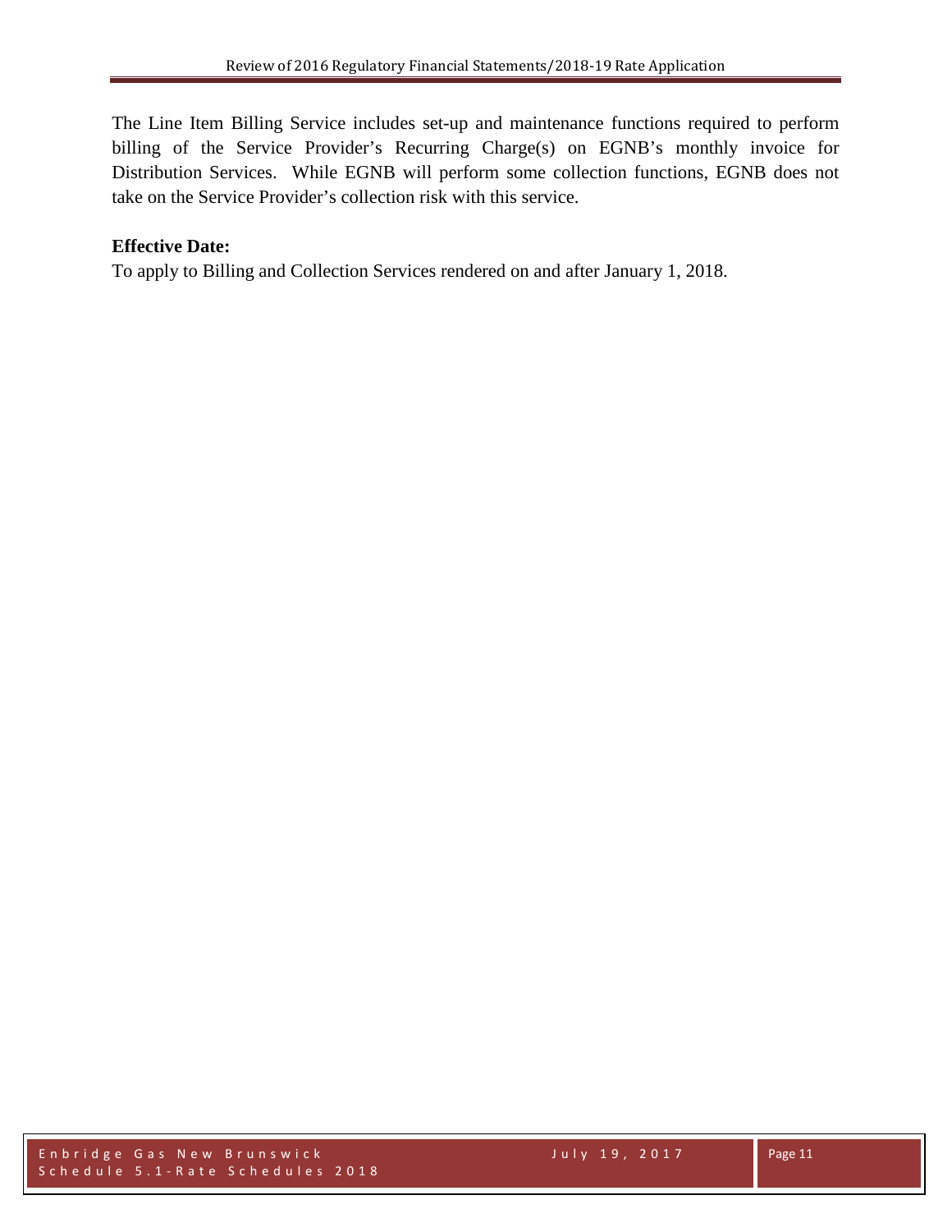The Line Item Billing Service includes set-up and maintenance functions required to perform billing of the Service Provider's Recurring Charge(s) on EGNB's monthly invoice for Distribution Services. While EGNB will perform some collection functions, EGNB does not take on the Service Provider's collection risk with this service.

**Effective Date:**

To apply to Billing and Collection Services rendered on and after January 1, 2018.